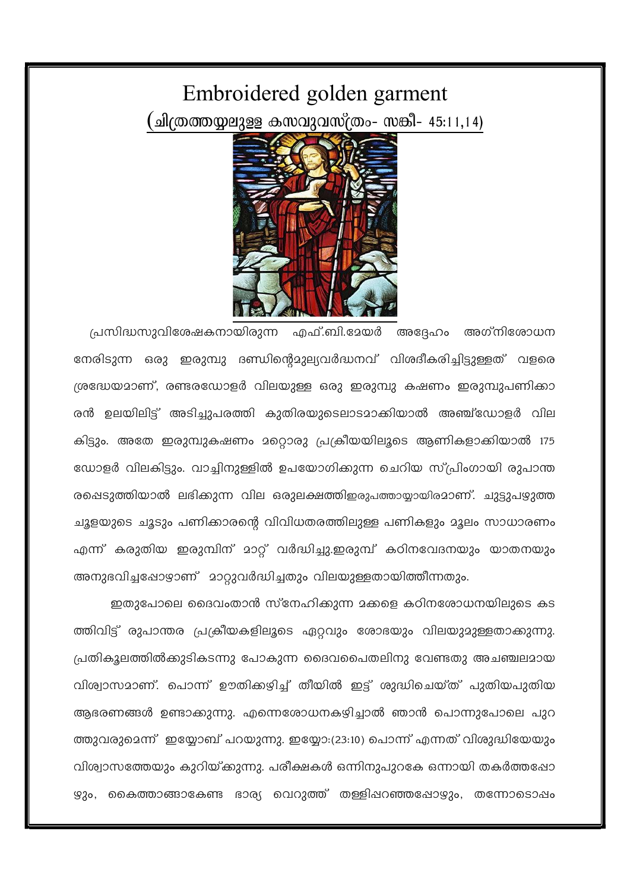# Embroidered golden garment

## (ചിത്രത്തയ്യലുള്ള കസവുവസ്ത്രം- സങ്കീ- 45:11,14)

പ്രസിദ്ധസുവിശേഷകനായിരുന്ന എഫ്.ബി.മേയർ അദ്ദേഹം അഗ്നിശോധന നേരിടുന്ന ഒരു ഇരുമ്പു ദണ്ഡിന്റെമൂല്യവർദ്ധനവ് വിശദീകരിച്ചിട്ടുള്ളത് വളരെ ശ്രദ്ധേയമാണ്, രണ്ടരഡോളർ വിലയുള്ള ഒരു ഇരുമ്പു കഷണം ഇരുമ്പുപണിക്കാരൻ ഉലയിലിട്ട് അടിച്ചുപരത്തി കുതിരയുടെലാടമാക്കിയാൽ അഞ്ച്ഡോളർ വില കിട്ടും. അതേ ഇരുമ്പുകഷണം മറ്റൊരു പ്രക്രീയയിലൂടെ ആണികളാക്കിയാൽ 175 ഡോളർ വിലകിട്ടും. വാച്ചിനുള്ളിൽ ഉപയോഗിക്കുന്ന ചെറിയ സ്പ്രിംഗായി രൂപാന്തരപ്പെടുത്തിയാൽ ലഭിക്കുന്ന വില ഒരുലക്ഷത്തിഇരുപത്തായ്യായിരമാണ്. ചുട്ടുപഴുത്ത ചൂളയുടെ ചൂടും പണിക്കാരന്റെ വിവിധതരത്തിലുള്ള പണികളും മൂലം സാധാരണം എന്ന് കരുതിയ ഇരുമ്പിന് മാറ്റ് വർദ്ധിച്ചു.ഇരുമ്പ് കഠിനവേദനയും യാതനയും അനുഭവിച്ചപ്പോഴാണ് മാറ്റുവർദ്ധിച്ചതും വിലയുള്ളതായിത്തീന്നതും.

ഇതുപോലെ ദൈവംതാൻ സ്നേഹിക്കുന്ന മക്കളെ കഠിനശോധനയിലുടെ കടത്തിവിട്ട് രൂപാന്തര പ്രക്രീയകളിലൂടെ ഏറ്റവും ശോഭയും വിലയുമുള്ളതാക്കുന്നു. പ്രതികൂലത്തിൽക്കൂടികടന്നു പോകുന്ന ദൈവപൈതലിനു വേണ്ടതു അചഞ്ചലമായ വിശ്വാസമാണ്. പൊന്ന് ഊതിക്കഴിച്ച് തീയിൽ ഇട്ട് ശുദ്ധിചെയ്ത് പുതിയപുതിയ ആഭരണങ്ങൾ ഉണ്ടാക്കുന്നു. എന്നെശോധനകഴിച്ചാൽ ഞാൻ പൊന്നുപോലെ പുറത്തുവരുമെന്ന് ഇയ്യോബ് പറയുന്നു. ഇയ്യോ:(23:10) പൊന്ന് എന്നത് വിശുദ്ധിയേയും വിശ്വാസത്തേയും കുറിയ്ക്കുന്നു. പരീക്ഷകൾ ഒന്നിനുപുറകേ ഒന്നായി തകർത്തപ്പോഴും, കൈത്താങ്ങാകേണ്ട ഭാര്യ വെറുത്ത് തള്ളിപ്പറഞ്ഞപ്പോഴും, തന്നോടൊപ്പം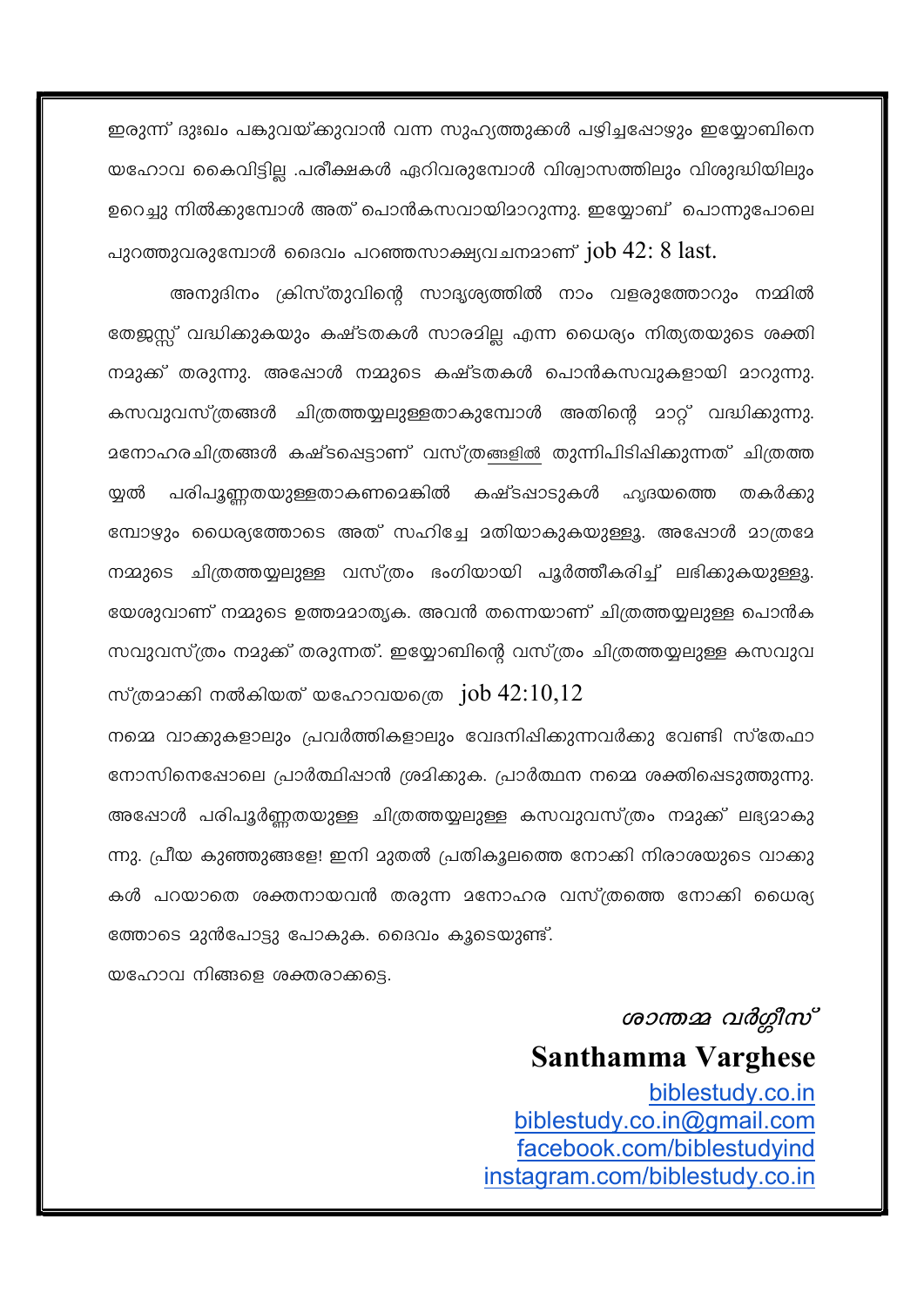ഇരുന്ന് ദുഃഖം പങ്കുവയ്ക്കുവാൻ വന്ന സുഹൃത്തുക്കൾ പഴിച്ചപ്പോഴും ഇയ്യോബിനെ യഹോവ കൈവിട്ടില്ല .പരീക്ഷകൾ ഏറിവരുമ്പോൾ വിശ്വാസത്തിലും വിശുദ്ധിയിലും ഉറെച്ചു നിൽക്കുമ്പോൾ അത് പൊൻകസവായിമാറുന്നു. ഇയ്യോബ് പൊന്നുപോലെ പുറത്തുവരുമ്പോൾ ദൈവം പറഞ്ഞസാക്ഷ്യവചനമാണ് job 42: 8 last.

അനുദിനം ക്രിസ്തുവിന്റെ സാദൃശ്യത്തിൽ നാം വളരുത്തോറും നമ്മിൽ തേജസ്സ് വദ്ധിക്കുകയും കഷ്ടതകൾ സാരമില്ല എന്ന ധൈര്യം നിത്യതയുടെ ശക്തി നമുക്ക് തരുന്നു. അപ്പോൾ നമ്മുടെ കഷ്ടതകൾ പൊൻകസവുകളായി മാറുന്നു. കസവുവസ്ത്രങ്ങൾ ചിത്രത്തയ്യലുള്ളതാകുമ്പോൾ അതിന്റെ മാറ്റ് വദ്ധിക്കുന്നു. മനോഹരചിത്രങ്ങൾ കഷ്ടപ്പെട്ടാണ് വസ്ത്രങ്ങളിൽ തുന്നിപിടിപ്പിക്കുന്നത് ചിത്രത്തയ്യൽ പരിപൂണ്ണതയുള്ളതാകണമെങ്കിൽ കഷ്ടപ്പാടുകൾ ഹൃദയത്തെ തകർക്കുമ്പോഴും ധൈര്യത്തോടെ അത് സഹിച്ചേ മതിയാകുകയുള്ളൂ. അപ്പോൾ മാത്രമേ നമ്മുടെ ചിത്രത്തയ്യലുള്ള വസ്ത്രം ഭംഗിയായി പൂർത്തീകരിച്ച് ലഭിക്കുകയുള്ളൂ. യേശുവാണ് നമ്മുടെ ഉത്തമമാതൃക. അവൻ തന്നെയാണ് ചിത്രത്തയ്യലുള്ള പൊൻകസവുവസ്ത്രം നമുക്ക് തരുന്നത്. ഇയ്യോബിന്റെ വസ്ത്രം ചിത്രത്തയ്യലുള്ള കസവുവസ്ത്രമാക്കി നൽകിയത് യഹോവയത്രെ job 42:10,12

നമ്മെ വാക്കുകളാലും പ്രവർത്തികളാലും വേദനിപ്പിക്കുന്നവർക്കു വേണ്ടി സ്തേഫാനോസിനെപ്പോലെ പ്രാർത്ഥിപ്പാൻ ശ്രമിക്കുക. പ്രാർത്ഥന നമ്മെ ശക്തിപ്പെടുത്തുന്നു. അപ്പോൾ പരിപൂർണ്ണതയുള്ള ചിത്രത്തയ്യലുള്ള കസവുവസ്ത്രം നമുക്ക് ലഭ്യമാകുന്നു. പ്രീയ കുഞ്ഞുങ്ങളേ! ഇനി മുതൽ പ്രതികൂലത്തെ നോക്കി നിരാശയുടെ വാക്കുകൾ പറയാതെ ശക്തനായവൻ തരുന്ന മനോഹര വസ്ത്രത്തെ നോക്കി ധൈര്യത്തോടെ മുൻപോട്ടു പോകുക. ദൈവം കൂടെയുണ്ട്.

യഹോവ നിങ്ങളെ ശക്തരാക്കട്ടെ.

*ശാന്തമ്മ വർഗ്ഗീസ്*

**Santhamma Varghese**

biblestudy.co.in
biblestudy.co.in@gmail.com
facebook.com/biblestudyind
instagram.com/biblestudy.co.in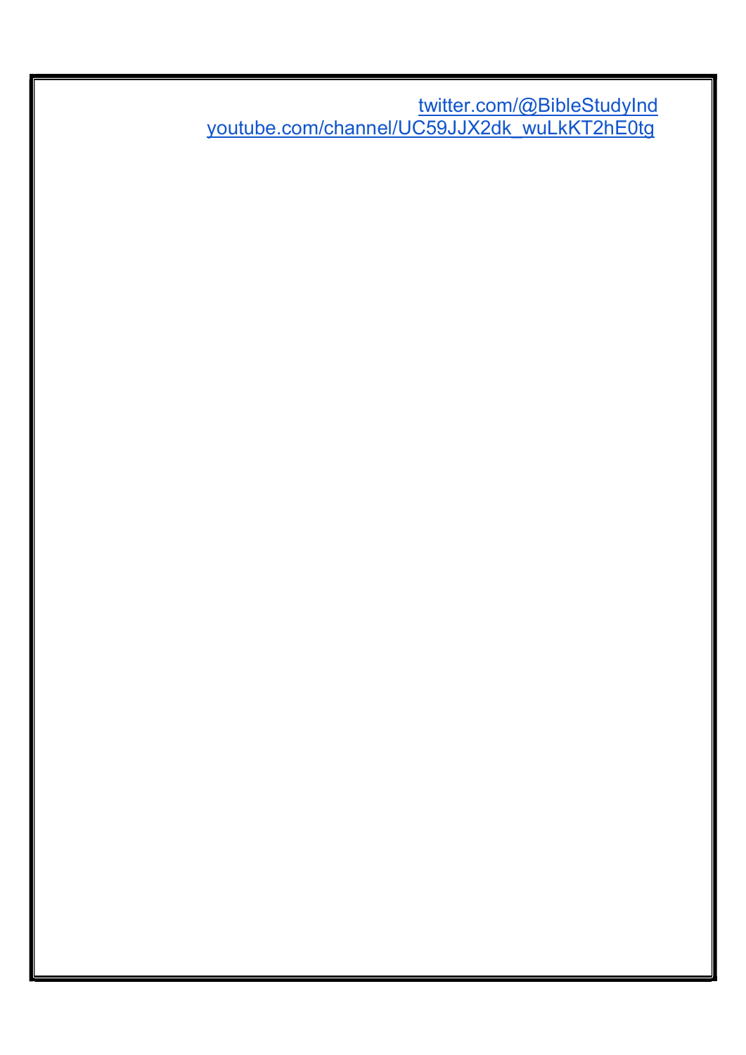twitter.com/@BibleStudyInd
youtube.com/channel/UC59JJX2dk_wuLkKT2hE0tg